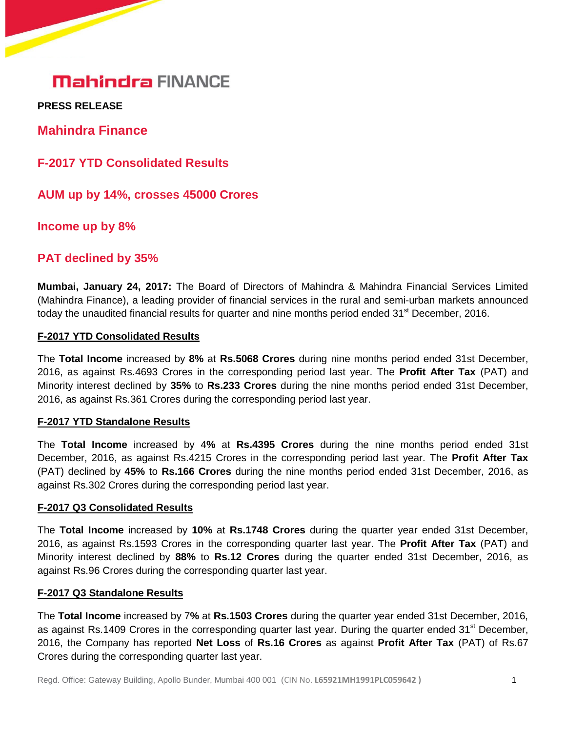# Mahindra FINANCE

**PRESS RELEASE**

## Mahindra Finance

## F-2017 YTD Consolidated Results

## AUM up by 14%, crosses 45000 Crores

## Income up by 8%

## PAT declined by 35%

**Mumbai, January 24, 2017:** The Board of Directors of Mahindra & Mahindra Financial Services Limited (Mahindra Finance), a leading provider of financial services in the rural and semi-urban markets announced today the unaudited financial results for quarter and nine months period ended 31st December, 2016.

### F-2017 YTD Consolidated Results

The **Total Income** increased by **8%** at **Rs.5068 Crores** during nine months period ended 31st December, 2016, as against Rs.4693 Crores in the corresponding period last year. The **Profit After Tax** (PAT) and Minority interest declined by **35%** to **Rs.233 Crores** during the nine months period ended 31st December, 2016, as against Rs.361 Crores during the corresponding period last year.

### F-2017 YTD Standalone Results

The **Total Income** increased by 4**%** at **Rs.4395 Crores** during the nine months period ended 31st December, 2016, as against Rs.4215 Crores in the corresponding period last year. The **Profit After Tax** (PAT) declined by **45%** to **Rs.166 Crores** during the nine months period ended 31st December, 2016, as against Rs.302 Crores during the corresponding period last year.

### F-2017 Q3 Consolidated Results

The **Total Income** increased by **10%** at **Rs.1748 Crores** during the quarter year ended 31st December, 2016, as against Rs.1593 Crores in the corresponding quarter last year. The **Profit After Tax** (PAT) and Minority interest declined by **88%** to **Rs.12 Crores** during the quarter ended 31st December, 2016, as against Rs.96 Crores during the corresponding quarter last year.

### F-2017 Q3 Standalone Results

The **Total Income** increased by 7**%** at **Rs.1503 Crores** during the quarter year ended 31st December, 2016, as against Rs.1409 Crores in the corresponding quarter last year. During the quarter ended 31st December, 2016, the Company has reported **Net Loss** of **Rs.16 Crores** as against **Profit After Tax** (PAT) of Rs.67 Crores during the corresponding quarter last year.

Regd. Office: Gateway Building, Apollo Bunder, Mumbai 400 001 (CIN No. **L65921MH1991PLC059642**)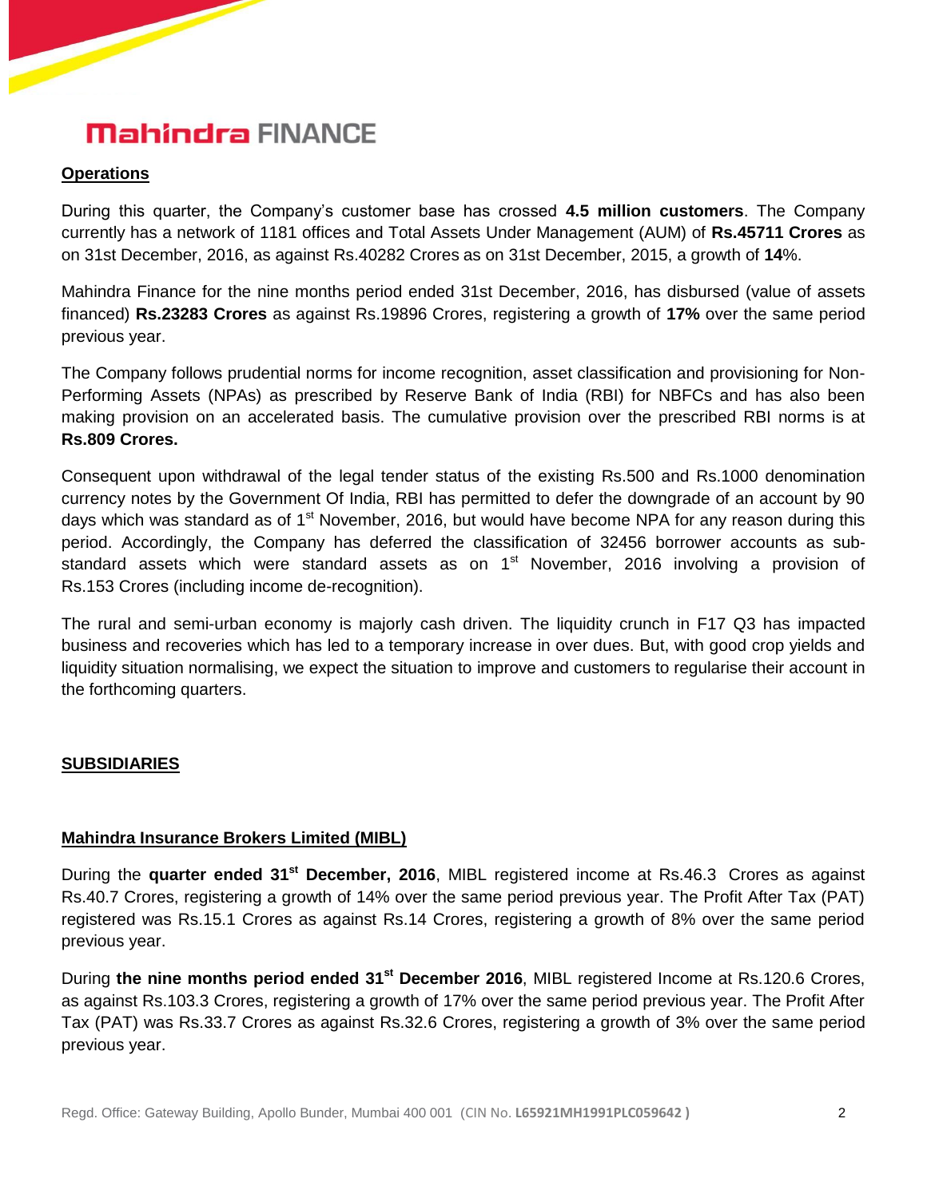**Operations**

During this quarter, the Company's customer base has crossed **4.5 million customers**. The Company currently has a network of 1181 offices and Total Assets Under Management (AUM) of **Rs.45711 Crores** as on 31st December, 2016, as against Rs.40282 Crores as on 31st December, 2015, a growth of **14**%.

Mahindra Finance for the nine months period ended 31st December, 2016, has disbursed (value of assets financed) **Rs.23283 Crores** as against Rs.19896 Crores, registering a growth of **17%** over the same period previous year.

The Company follows prudential norms for income recognition, asset classification and provisioning for Non-Performing Assets (NPAs) as prescribed by Reserve Bank of India (RBI) for NBFCs and has also been making provision on an accelerated basis. The cumulative provision over the prescribed RBI norms is at **Rs.809 Crores.**

Consequent upon withdrawal of the legal tender status of the existing Rs.500 and Rs.1000 denomination currency notes by the Government Of India, RBI has permitted to defer the downgrade of an account by 90 days which was standard as of 1st November, 2016, but would have become NPA for any reason during this period. Accordingly, the Company has deferred the classification of 32456 borrower accounts as sub-standard assets which were standard assets as on 1st November, 2016 involving a provision of Rs.153 Crores (including income de-recognition).

The rural and semi-urban economy is majorly cash driven. The liquidity crunch in F17 Q3 has impacted business and recoveries which has led to a temporary increase in over dues. But, with good crop yields and liquidity situation normalising, we expect the situation to improve and customers to regularise their account in the forthcoming quarters.

**SUBSIDIARIES**

**Mahindra Insurance Brokers Limited (MIBL)**

During the **quarter ended 31st December, 2016**, MIBL registered income at Rs.46.3 Crores as against Rs.40.7 Crores, registering a growth of 14% over the same period previous year. The Profit After Tax (PAT) registered was Rs.15.1 Crores as against Rs.14 Crores, registering a growth of 8% over the same period previous year.

During **the nine months period ended 31st December 2016**, MIBL registered Income at Rs.120.6 Crores, as against Rs.103.3 Crores, registering a growth of 17% over the same period previous year. The Profit After Tax (PAT) was Rs.33.7 Crores as against Rs.32.6 Crores, registering a growth of 3% over the same period previous year.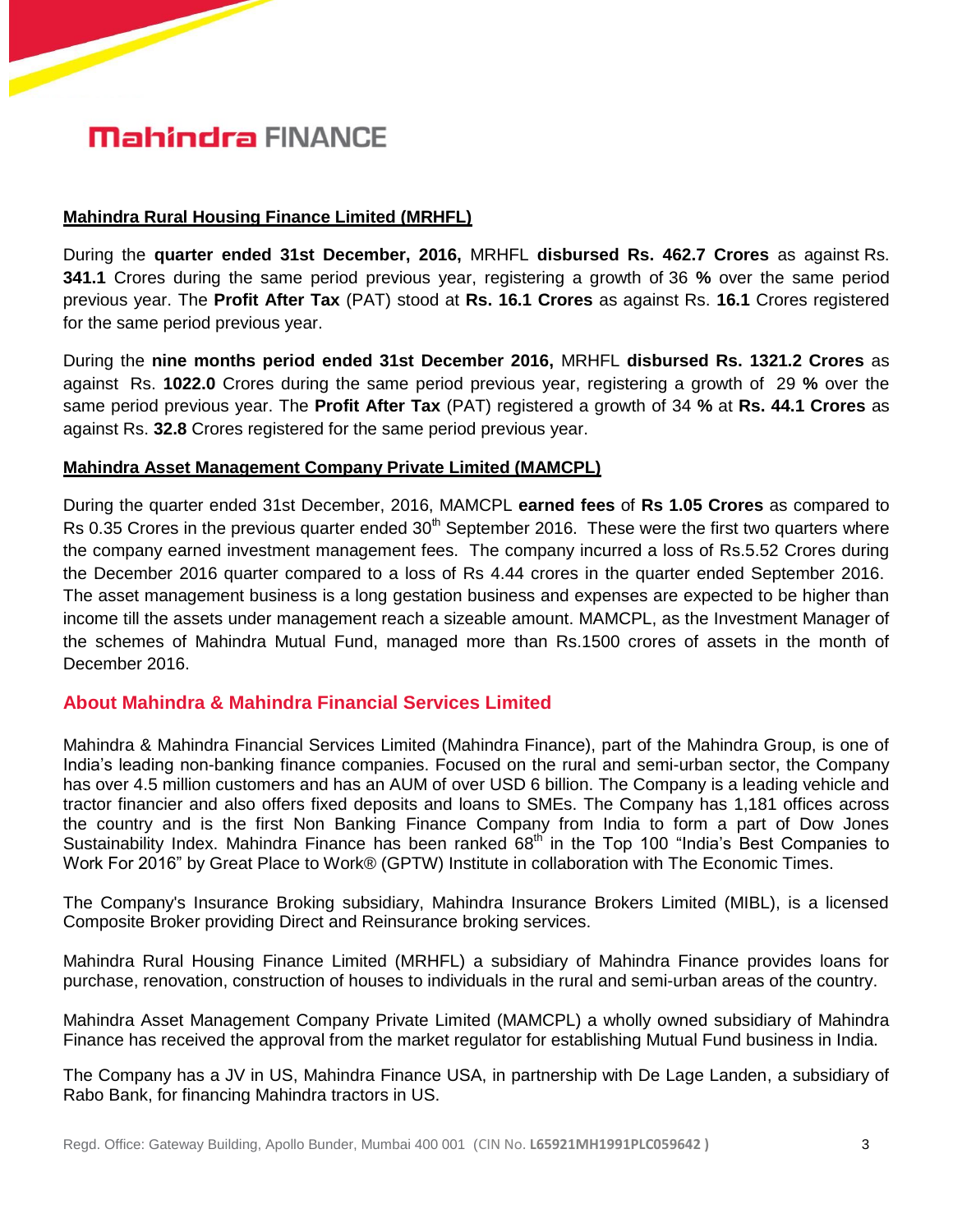**Mahindra Rural Housing Finance Limited (MRHFL)**

During the **quarter ended 31st December, 2016,** MRHFL **disbursed Rs. 462.7 Crores** as against Rs. **341.1** Crores during the same period previous year, registering a growth of 36 **%** over the same period previous year. The **Profit After Tax** (PAT) stood at **Rs. 16.1 Crores** as against Rs. **16.1** Crores registered for the same period previous year.

During the **nine months period ended 31st December 2016,** MRHFL **disbursed Rs. 1321.2 Crores** as against Rs. **1022.0** Crores during the same period previous year, registering a growth of 29 **%** over the same period previous year. The **Profit After Tax** (PAT) registered a growth of 34 **%** at **Rs. 44.1 Crores** as against Rs. **32.8** Crores registered for the same period previous year.

**Mahindra Asset Management Company Private Limited (MAMCPL)**

During the quarter ended 31st December, 2016, MAMCPL **earned fees** of **Rs 1.05 Crores** as compared to Rs 0.35 Crores in the previous quarter ended 30th September 2016. These were the first two quarters where the company earned investment management fees. The company incurred a loss of Rs.5.52 Crores during the December 2016 quarter compared to a loss of Rs 4.44 crores in the quarter ended September 2016. The asset management business is a long gestation business and expenses are expected to be higher than income till the assets under management reach a sizeable amount. MAMCPL, as the Investment Manager of the schemes of Mahindra Mutual Fund, managed more than Rs.1500 crores of assets in the month of December 2016.

## About Mahindra & Mahindra Financial Services Limited

Mahindra & Mahindra Financial Services Limited (Mahindra Finance), part of the Mahindra Group, is one of India's leading non-banking finance companies. Focused on the rural and semi-urban sector, the Company has over 4.5 million customers and has an AUM of over USD 6 billion. The Company is a leading vehicle and tractor financier and also offers fixed deposits and loans to SMEs. The Company has 1,181 offices across the country and is the first Non Banking Finance Company from India to form a part of Dow Jones Sustainability Index. Mahindra Finance has been ranked 68th in the Top 100 "India's Best Companies to Work For 2016" by Great Place to Work® (GPTW) Institute in collaboration with The Economic Times.

The Company's Insurance Broking subsidiary, Mahindra Insurance Brokers Limited (MIBL), is a licensed Composite Broker providing Direct and Reinsurance broking services.

Mahindra Rural Housing Finance Limited (MRHFL) a subsidiary of Mahindra Finance provides loans for purchase, renovation, construction of houses to individuals in the rural and semi-urban areas of the country.

Mahindra Asset Management Company Private Limited (MAMCPL) a wholly owned subsidiary of Mahindra Finance has received the approval from the market regulator for establishing Mutual Fund business in India.

The Company has a JV in US, Mahindra Finance USA, in partnership with De Lage Landen, a subsidiary of Rabo Bank, for financing Mahindra tractors in US.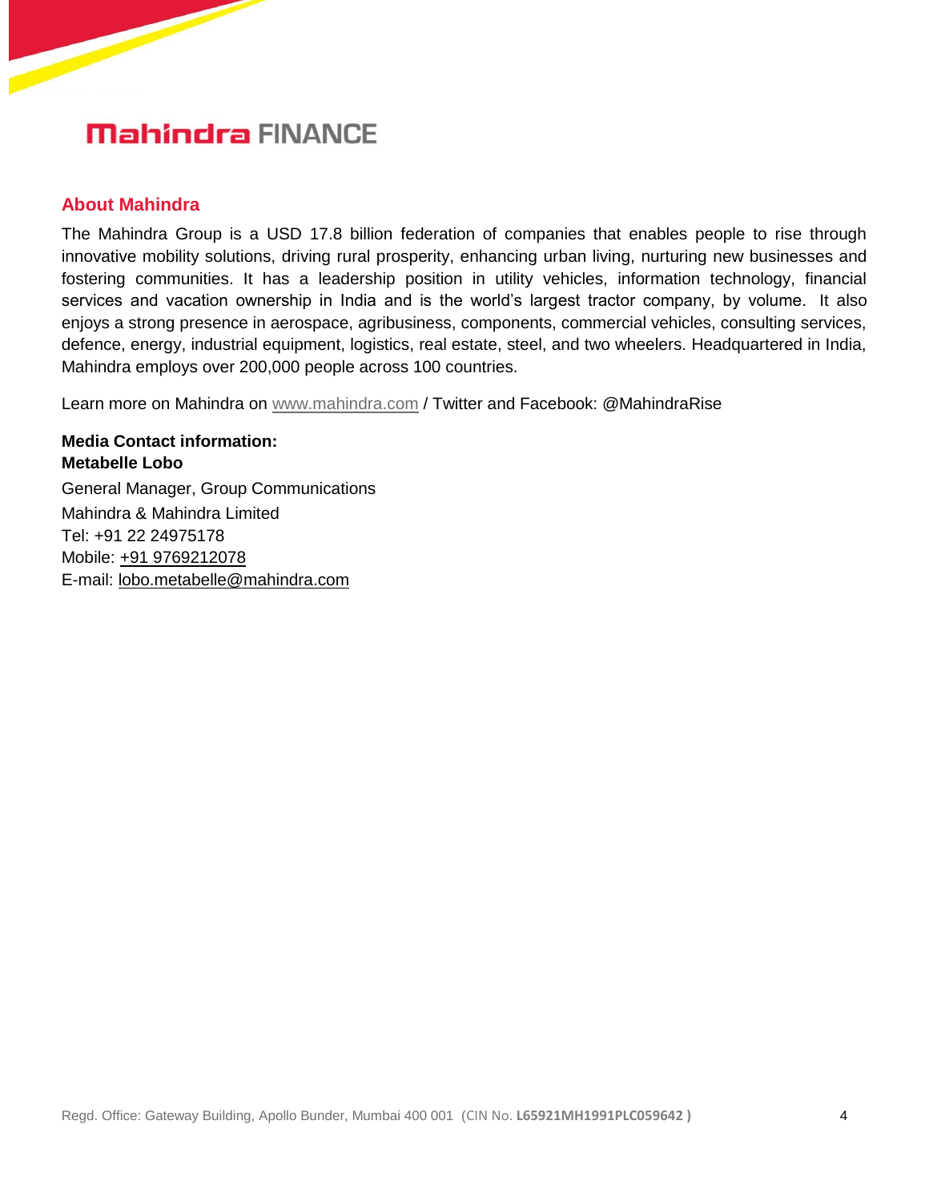## About Mahindra

The Mahindra Group is a USD 17.8 billion federation of companies that enables people to rise through innovative mobility solutions, driving rural prosperity, enhancing urban living, nurturing new businesses and fostering communities. It has a leadership position in utility vehicles, information technology, financial services and vacation ownership in India and is the world's largest tractor company, by volume. It also enjoys a strong presence in aerospace, agribusiness, components, commercial vehicles, consulting services, defence, energy, industrial equipment, logistics, real estate, steel, and two wheelers. Headquartered in India, Mahindra employs over 200,000 people across 100 countries.

Learn more on Mahindra on www.mahindra.com / Twitter and Facebook: @MahindraRise

**Media Contact information:**
**Metabelle Lobo**
General Manager, Group Communications
Mahindra & Mahindra Limited
Tel: +91 22 24975178
Mobile: +91 9769212078
E-mail: lobo.metabelle@mahindra.com

Regd. Office: Gateway Building, Apollo Bunder, Mumbai 400 001 (CIN No. **L65921MH1991PLC059642 )**